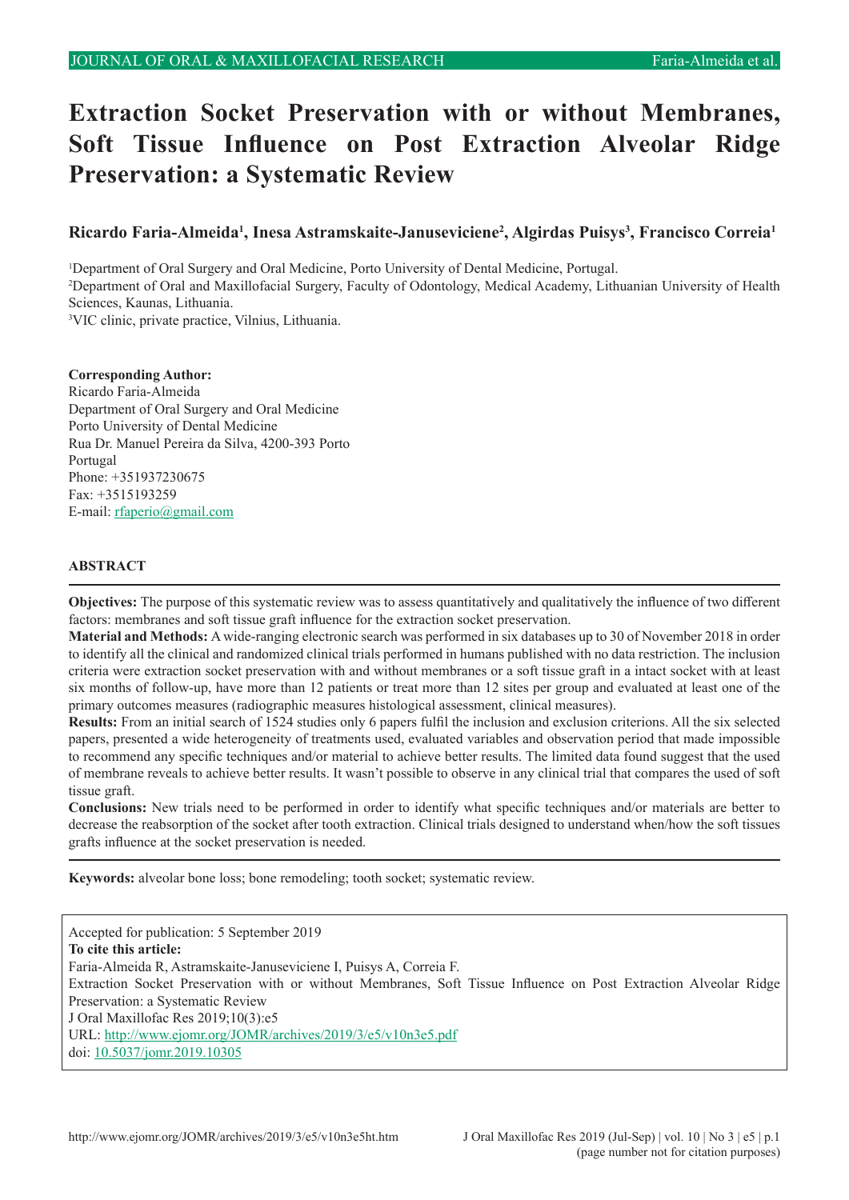# Extraction Socket Preservation with or without Membranes, Soft Tissue Influence on Post Extraction Alveolar Ridge Preservation: a Systematic Review

**Ricardo Faria-Almeida[1], Inesa Astramskaite-Januseviciene[2], Algirdas Puisys[3], Francisco Correia[1]**

[1]Department of Oral Surgery and Oral Medicine, Porto University of Dental Medicine, Portugal.
[2]Department of Oral and Maxillofacial Surgery, Faculty of Odontology, Medical Academy, Lithuanian University of Health Sciences, Kaunas, Lithuania.
[3]VIC clinic, private practice, Vilnius, Lithuania.

**Corresponding Author:**
Ricardo Faria-Almeida
Department of Oral Surgery and Oral Medicine
Porto University of Dental Medicine
Rua Dr. Manuel Pereira da Silva, 4200-393 Porto
Portugal
Phone: +351937230675
Fax: +3515193259
E-mail: rfaperio@gmail.com

## ABSTRACT

**Objectives:** The purpose of this systematic review was to assess quantitatively and qualitatively the influence of two different factors: membranes and soft tissue graft influence for the extraction socket preservation.

**Material and Methods:** A wide-ranging electronic search was performed in six databases up to 30 of November 2018 in order to identify all the clinical and randomized clinical trials performed in humans published with no data restriction. The inclusion criteria were extraction socket preservation with and without membranes or a soft tissue graft in a intact socket with at least six months of follow-up, have more than 12 patients or treat more than 12 sites per group and evaluated at least one of the primary outcomes measures (radiographic measures histological assessment, clinical measures).

**Results:** From an initial search of 1524 studies only 6 papers fulfil the inclusion and exclusion criterions. All the six selected papers, presented a wide heterogeneity of treatments used, evaluated variables and observation period that made impossible to recommend any specific techniques and/or material to achieve better results. The limited data found suggest that the used of membrane reveals to achieve better results. It wasn't possible to observe in any clinical trial that compares the used of soft tissue graft.

**Conclusions:** New trials need to be performed in order to identify what specific techniques and/or materials are better to decrease the reabsorption of the socket after tooth extraction. Clinical trials designed to understand when/how the soft tissues grafts influence at the socket preservation is needed.

**Keywords:** alveolar bone loss; bone remodeling; tooth socket; systematic review.

Accepted for publication: 5 September 2019
**To cite this article:**
Faria-Almeida R, Astramskaite-Januseviciene I, Puisys A, Correia F.
Extraction Socket Preservation with or without Membranes, Soft Tissue Influence on Post Extraction Alveolar Ridge Preservation: a Systematic Review
J Oral Maxillofac Res 2019;10(3):e5
URL: http://www.ejomr.org/JOMR/archives/2019/3/e5/v10n3e5.pdf
doi: 10.5037/jomr.2019.10305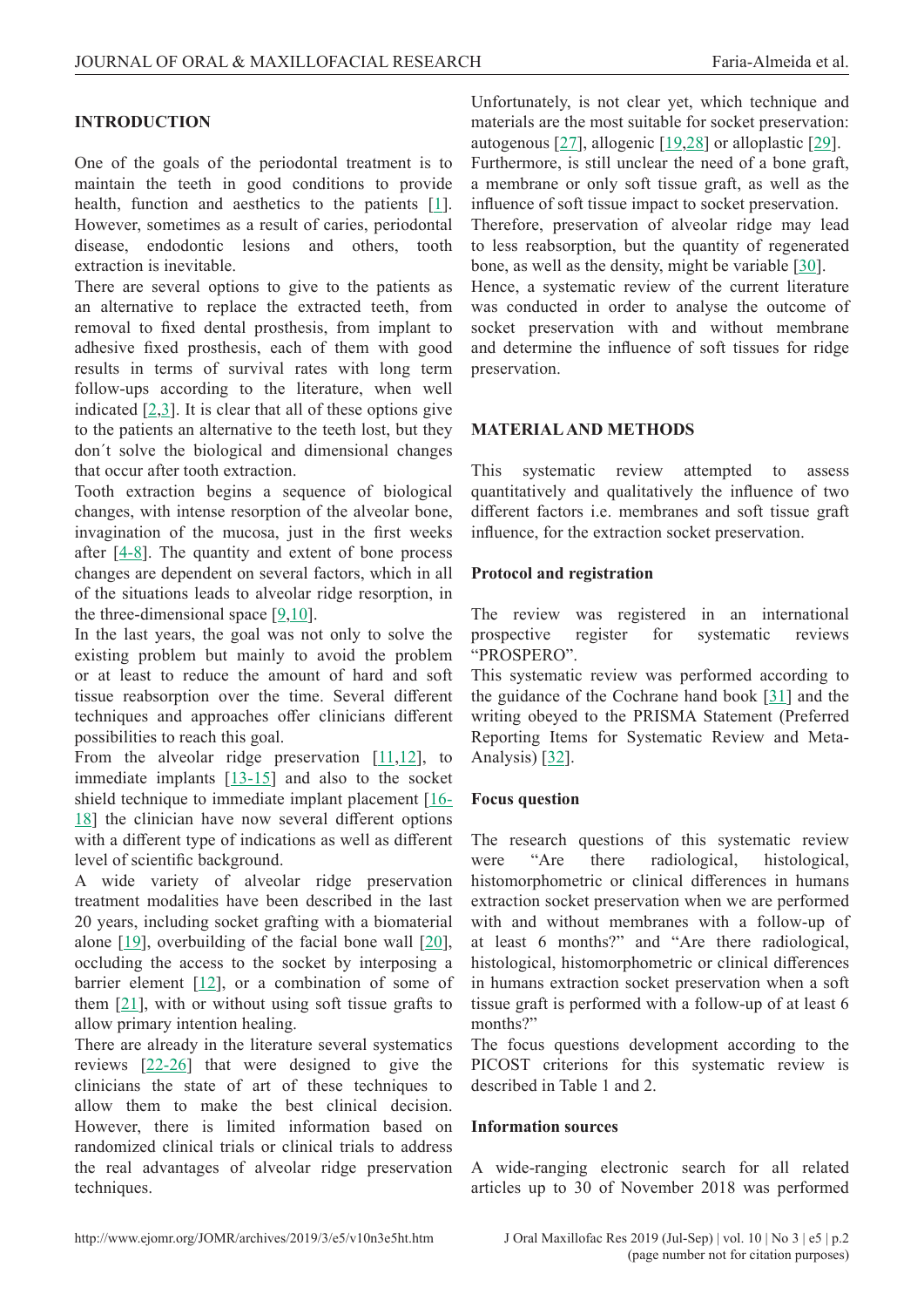## INTRODUCTION

One of the goals of the periodontal treatment is to maintain the teeth in good conditions to provide health, function and aesthetics to the patients [1]. However, sometimes as a result of caries, periodontal disease, endodontic lesions and others, tooth extraction is inevitable.

There are several options to give to the patients as an alternative to replace the extracted teeth, from removal to fixed dental prosthesis, from implant to adhesive fixed prosthesis, each of them with good results in terms of survival rates with long term follow-ups according to the literature, when well indicated [2,3]. It is clear that all of these options give to the patients an alternative to the teeth lost, but they don´t solve the biological and dimensional changes that occur after tooth extraction.

Tooth extraction begins a sequence of biological changes, with intense resorption of the alveolar bone, invagination of the mucosa, just in the first weeks after [4-8]. The quantity and extent of bone process changes are dependent on several factors, which in all of the situations leads to alveolar ridge resorption, in the three-dimensional space [9,10].

In the last years, the goal was not only to solve the existing problem but mainly to avoid the problem or at least to reduce the amount of hard and soft tissue reabsorption over the time. Several different techniques and approaches offer clinicians different possibilities to reach this goal.

From the alveolar ridge preservation [11,12], to immediate implants [13-15] and also to the socket shield technique to immediate implant placement [16-18] the clinician have now several different options with a different type of indications as well as different level of scientific background.

A wide variety of alveolar ridge preservation treatment modalities have been described in the last 20 years, including socket grafting with a biomaterial alone [19], overbuilding of the facial bone wall [20], occluding the access to the socket by interposing a barrier element [12], or a combination of some of them [21], with or without using soft tissue grafts to allow primary intention healing.

There are already in the literature several systematics reviews [22-26] that were designed to give the clinicians the state of art of these techniques to allow them to make the best clinical decision. However, there is limited information based on randomized clinical trials or clinical trials to address the real advantages of alveolar ridge preservation techniques.

Unfortunately, is not clear yet, which technique and materials are the most suitable for socket preservation: autogenous [27], allogenic [19,28] or alloplastic [29]. Furthermore, is still unclear the need of a bone graft, a membrane or only soft tissue graft, as well as the influence of soft tissue impact to socket preservation.

Therefore, preservation of alveolar ridge may lead to less reabsorption, but the quantity of regenerated bone, as well as the density, might be variable [30].

Hence, a systematic review of the current literature was conducted in order to analyse the outcome of socket preservation with and without membrane and determine the influence of soft tissues for ridge preservation.

## MATERIAL AND METHODS

This systematic review attempted to assess quantitatively and qualitatively the influence of two different factors i.e. membranes and soft tissue graft influence, for the extraction socket preservation.

### Protocol and registration

The review was registered in an international prospective register for systematic reviews "PROSPERO".

This systematic review was performed according to the guidance of the Cochrane hand book [31] and the writing obeyed to the PRISMA Statement (Preferred Reporting Items for Systematic Review and Meta-Analysis) [32].

### Focus question

The research questions of this systematic review were "Are there radiological, histological, histomorphometric or clinical differences in humans extraction socket preservation when we are performed with and without membranes with a follow-up of at least 6 months?" and "Are there radiological, histological, histomorphometric or clinical differences in humans extraction socket preservation when a soft tissue graft is performed with a follow-up of at least 6 months?"

The focus questions development according to the PICOST criterions for this systematic review is described in Table 1 and 2.

### Information sources

A wide-ranging electronic search for all related articles up to 30 of November 2018 was performed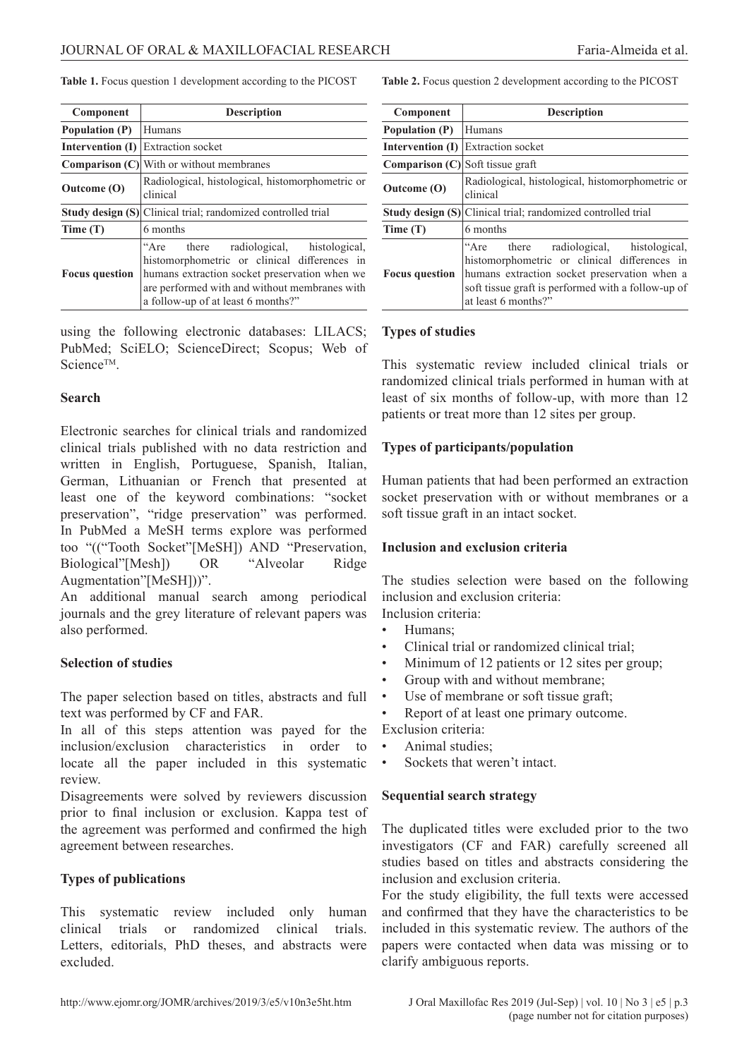**Table 1.** Focus question 1 development according to the PICOST

| Component | Description |
|---|---|
| **Population (P)** | Humans |
| **Intervention (I)** | Extraction socket |
| **Comparison (C)** | With or without membranes |
| **Outcome (O)** | Radiological, histological, histomorphometric or clinical |
| **Study design (S)** | Clinical trial; randomized controlled trial |
| **Time (T)** | 6 months |
| **Focus question** | "Are there radiological, histological, histomorphometric or clinical differences in humans extraction socket preservation when we are performed with and without membranes with a follow-up of at least 6 months?" |

**Table 2.** Focus question 2 development according to the PICOST

| Component | Description |
|---|---|
| **Population (P)** | Humans |
| **Intervention (I)** | Extraction socket |
| **Comparison (C)** | Soft tissue graft |
| **Outcome (O)** | Radiological, histological, histomorphometric or clinical |
| **Study design (S)** | Clinical trial; randomized controlled trial |
| **Time (T)** | 6 months |
| **Focus question** | "Are there radiological, histological, histomorphometric or clinical differences in humans extraction socket preservation when a soft tissue graft is performed with a follow-up of at least 6 months?" |

using the following electronic databases: LILACS; PubMed; SciELO; ScienceDirect; Scopus; Web of Science™.

### Search

Electronic searches for clinical trials and randomized clinical trials published with no data restriction and written in English, Portuguese, Spanish, Italian, German, Lithuanian or French that presented at least one of the keyword combinations: "socket preservation", "ridge preservation" was performed. In PubMed a MeSH terms explore was performed too "(("Tooth Socket"[MeSH]) AND "Preservation, Biological"[Mesh]) OR "Alveolar Ridge Augmentation"[MeSH]))".

An additional manual search among periodical journals and the grey literature of relevant papers was also performed.

### Selection of studies

The paper selection based on titles, abstracts and full text was performed by CF and FAR.

In all of this steps attention was payed for the inclusion/exclusion characteristics in order to locate all the paper included in this systematic review.

Disagreements were solved by reviewers discussion prior to final inclusion or exclusion. Kappa test of the agreement was performed and confirmed the high agreement between researches.

### Types of publications

This systematic review included only human clinical trials or randomized clinical trials. Letters, editorials, PhD theses, and abstracts were excluded.

### Types of studies

This systematic review included clinical trials or randomized clinical trials performed in human with at least of six months of follow-up, with more than 12 patients or treat more than 12 sites per group.

### Types of participants/population

Human patients that had been performed an extraction socket preservation with or without membranes or a soft tissue graft in an intact socket.

### Inclusion and exclusion criteria

The studies selection were based on the following inclusion and exclusion criteria:

Inclusion criteria:

- Humans;
- Clinical trial or randomized clinical trial;
- Minimum of 12 patients or 12 sites per group;
- Group with and without membrane;
- Use of membrane or soft tissue graft;
- Report of at least one primary outcome.

Exclusion criteria:

- Animal studies;
- Sockets that weren't intact.

### Sequential search strategy

The duplicated titles were excluded prior to the two investigators (CF and FAR) carefully screened all studies based on titles and abstracts considering the inclusion and exclusion criteria.

For the study eligibility, the full texts were accessed and confirmed that they have the characteristics to be included in this systematic review. The authors of the papers were contacted when data was missing or to clarify ambiguous reports.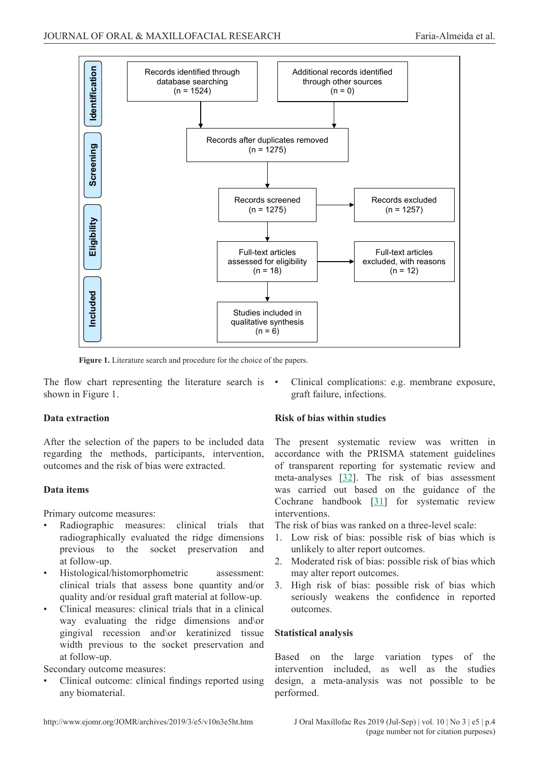Identification

Records identified through database searching (n = 1524)

Additional records identified through other sources (n = 0)

Screening

Records after duplicates removed (n = 1275)

Records screened (n = 1275)

Records excluded (n = 1257)

Eligibility

Full-text articles assessed for eligibility (n = 18)

Full-text articles excluded, with reasons (n = 12)

Included

Studies included in qualitative synthesis (n = 6)

**Figure 1.** Literature search and procedure for the choice of the papers.

The flow chart representing the literature search is shown in Figure 1.

### Data extraction

After the selection of the papers to be included data regarding the methods, participants, intervention, outcomes and the risk of bias were extracted.

### Data items

Primary outcome measures:

- Radiographic measures: clinical trials that radiographically evaluated the ridge dimensions previous to the socket preservation and at follow-up.
- Histological/histomorphometric assessment: clinical trials that assess bone quantity and/or quality and/or residual graft material at follow-up.
- Clinical measures: clinical trials that in a clinical way evaluating the ridge dimensions and\or gingival recession and\or keratinized tissue width previous to the socket preservation and at follow-up.

Secondary outcome measures:

- Clinical outcome: clinical findings reported using any biomaterial.
- Clinical complications: e.g. membrane exposure, graft failure, infections.

### Risk of bias within studies

The present systematic review was written in accordance with the PRISMA statement guidelines of transparent reporting for systematic review and meta-analyses [32]. The risk of bias assessment was carried out based on the guidance of the Cochrane handbook [31] for systematic review interventions.

The risk of bias was ranked on a three-level scale:

1. Low risk of bias: possible risk of bias which is unlikely to alter report outcomes.
2. Moderated risk of bias: possible risk of bias which may alter report outcomes.
3. High risk of bias: possible risk of bias which seriously weakens the confidence in reported outcomes.

### Statistical analysis

Based on the large variation types of the intervention included, as well as the studies design, a meta-analysis was not possible to be performed.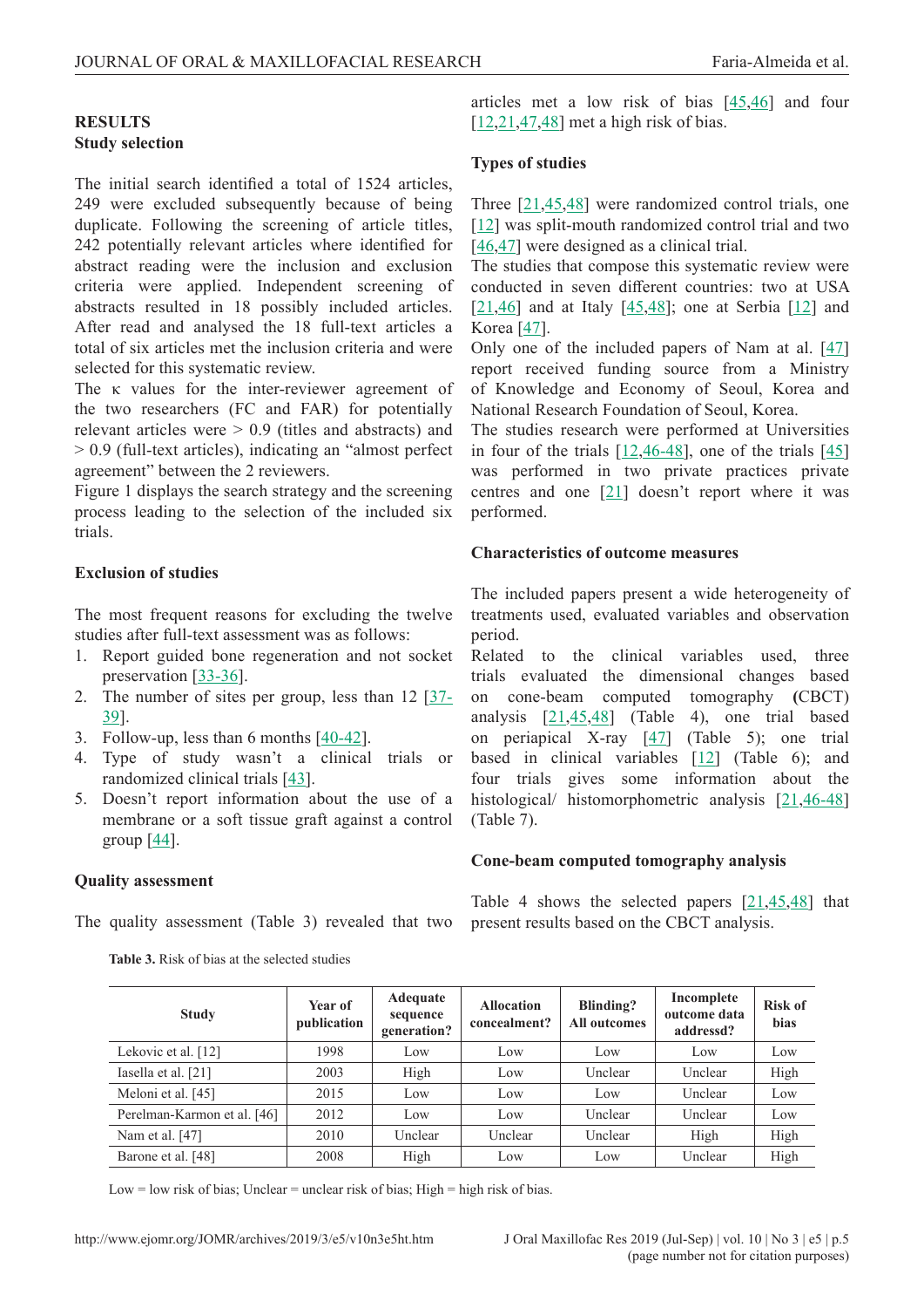## RESULTS

### Study selection

The initial search identified a total of 1524 articles, 249 were excluded subsequently because of being duplicate. Following the screening of article titles, 242 potentially relevant articles where identified for abstract reading were the inclusion and exclusion criteria were applied. Independent screening of abstracts resulted in 18 possibly included articles. After read and analysed the 18 full-text articles a total of six articles met the inclusion criteria and were selected for this systematic review.

The κ values for the inter-reviewer agreement of the two researchers (FC and FAR) for potentially relevant articles were > 0.9 (titles and abstracts) and > 0.9 (full-text articles), indicating an "almost perfect agreement" between the 2 reviewers.

Figure 1 displays the search strategy and the screening process leading to the selection of the included six trials.

### Exclusion of studies

The most frequent reasons for excluding the twelve studies after full-text assessment was as follows:

1. Report guided bone regeneration and not socket preservation [33-36].
2. The number of sites per group, less than 12 [37-39].
3. Follow-up, less than 6 months [40-42].
4. Type of study wasn't a clinical trials or randomized clinical trials [43].
5. Doesn't report information about the use of a membrane or a soft tissue graft against a control group [44].

### Quality assessment

The quality assessment (Table 3) revealed that two articles met a low risk of bias [45,46] and four [12,21,47,48] met a high risk of bias.

### Types of studies

Three [21,45,48] were randomized control trials, one [12] was split-mouth randomized control trial and two [46,47] were designed as a clinical trial.

The studies that compose this systematic review were conducted in seven different countries: two at USA [21,46] and at Italy [45,48]; one at Serbia [12] and Korea [47].

Only one of the included papers of Nam at al. [47] report received funding source from a Ministry of Knowledge and Economy of Seoul, Korea and National Research Foundation of Seoul, Korea.

The studies research were performed at Universities in four of the trials [12,46-48], one of the trials [45] was performed in two private practices private centres and one [21] doesn't report where it was performed.

### Characteristics of outcome measures

The included papers present a wide heterogeneity of treatments used, evaluated variables and observation period.

Related to the clinical variables used, three trials evaluated the dimensional changes based on cone-beam computed tomography **(**CBCT) analysis [21,45,48] (Table 4), one trial based on periapical X-ray [47] (Table 5); one trial based in clinical variables [12] (Table 6); and four trials gives some information about the histological/ histomorphometric analysis [21,46-48] (Table 7).

### Cone-beam computed tomography analysis

Table 4 shows the selected papers [21,45,48] that present results based on the CBCT analysis.

**Table 3.** Risk of bias at the selected studies

| Study | Year of publication | Adequate sequence generation? | Allocation concealment? | Blinding? All outcomes | Incomplete outcome data addressd? | Risk of bias |
|---|---|---|---|---|---|---|
| Lekovic et al. [12] | 1998 | Low | Low | Low | Low | Low |
| Iasella et al. [21] | 2003 | High | Low | Unclear | Unclear | High |
| Meloni et al. [45] | 2015 | Low | Low | Low | Unclear | Low |
| Perelman-Karmon et al. [46] | 2012 | Low | Low | Unclear | Unclear | Low |
| Nam et al. [47] | 2010 | Unclear | Unclear | Unclear | High | High |
| Barone et al. [48] | 2008 | High | Low | Low | Unclear | High |

Low = low risk of bias; Unclear = unclear risk of bias; High = high risk of bias.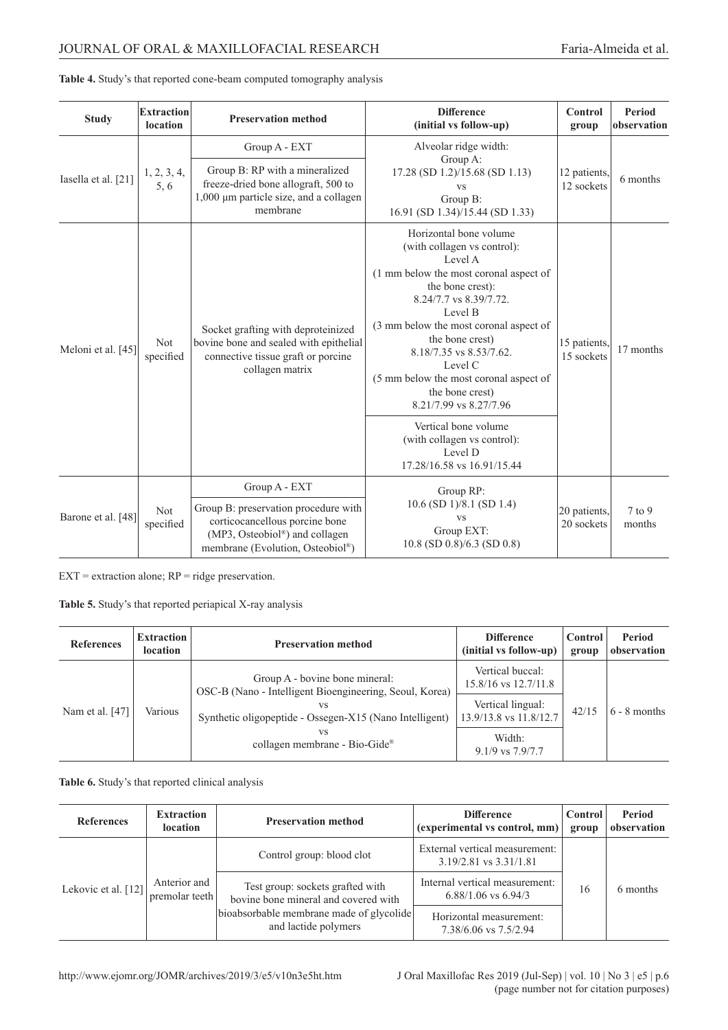**Table 4.** Study's that reported cone-beam computed tomography analysis

| Study | Extraction location | Preservation method | Difference (initial vs follow-up) | Control group | Period observation |
|---|---|---|---|---|---|
| Iasella et al. [21] | 1, 2, 3, 4, 5, 6 | Group A - EXT<br>Group B: RP with a mineralized freeze-dried bone allograft, 500 to 1,000 µm particle size, and a collagen membrane | Alveolar ridge width:<br>Group A:<br>17.28 (SD 1.2)/15.68 (SD 1.13)<br>vs<br>Group B:<br>16.91 (SD 1.34)/15.44 (SD 1.33) | 12 patients, 12 sockets | 6 months |
| Meloni et al. [45] | Not specified | Socket grafting with deproteinized bovine bone and sealed with epithelial connective tissue graft or porcine collagen matrix | Horizontal bone volume (with collagen vs control):<br>Level A<br>(1 mm below the most coronal aspect of the bone crest):<br>8.24/7.7 vs 8.39/7.72.<br>Level B<br>(3 mm below the most coronal aspect of the bone crest)<br>8.18/7.35 vs 8.53/7.62.<br>Level C<br>(5 mm below the most coronal aspect of the bone crest)<br>8.21/7.99 vs 8.27/7.96<br><br>Vertical bone volume (with collagen vs control):<br>Level D<br>17.28/16.58 vs 16.91/15.44 | 15 patients, 15 sockets | 17 months |
| Barone et al. [48] | Not specified | Group A - EXT<br>Group B: preservation procedure with corticocancellous porcine bone (MP3, Osteobiol®) and collagen membrane (Evolution, Osteobiol®) | Group RP:<br>10.6 (SD 1)/8.1 (SD 1.4)<br>vs<br>Group EXT:<br>10.8 (SD 0.8)/6.3 (SD 0.8) | 20 patients, 20 sockets | 7 to 9 months |

EXT = extraction alone; RP = ridge preservation.

**Table 5.** Study's that reported periapical X-ray analysis

| References | Extraction location | Preservation method | Difference (initial vs follow-up) | Control group | Period observation |
|---|---|---|---|---|---|
| Nam et al. [47] | Various | Group A - bovine bone mineral:<br>OSC-B (Nano - Intelligent Bioengineering, Seoul, Korea)<br>vs<br>Synthetic oligopeptide - Ossegen-X15 (Nano Intelligent)<br>vs<br>collagen membrane - Bio-Gide® | Vertical buccal:<br>15.8/16 vs 12.7/11.8<br><br>Vertical lingual:<br>13.9/13.8 vs 11.8/12.7<br><br>Width:<br>9.1/9 vs 7.9/7.7 | 42/15 | 6 - 8 months |

**Table 6.** Study's that reported clinical analysis

| References | Extraction location | Preservation method | Difference (experimental vs control, mm) | Control group | Period observation |
|---|---|---|---|---|---|
| Lekovic et al. [12] | Anterior and premolar teeth | Control group: blood clot<br><br>Test group: sockets grafted with bovine bone mineral and covered with bioabsorbable membrane made of glycolide and lactide polymers | External vertical measurement:<br>3.19/2.81 vs 3.31/1.81<br><br>Internal vertical measurement:<br>6.88/1.06 vs 6.94/3<br><br>Horizontal measurement:<br>7.38/6.06 vs 7.5/2.94 | 16 | 6 months |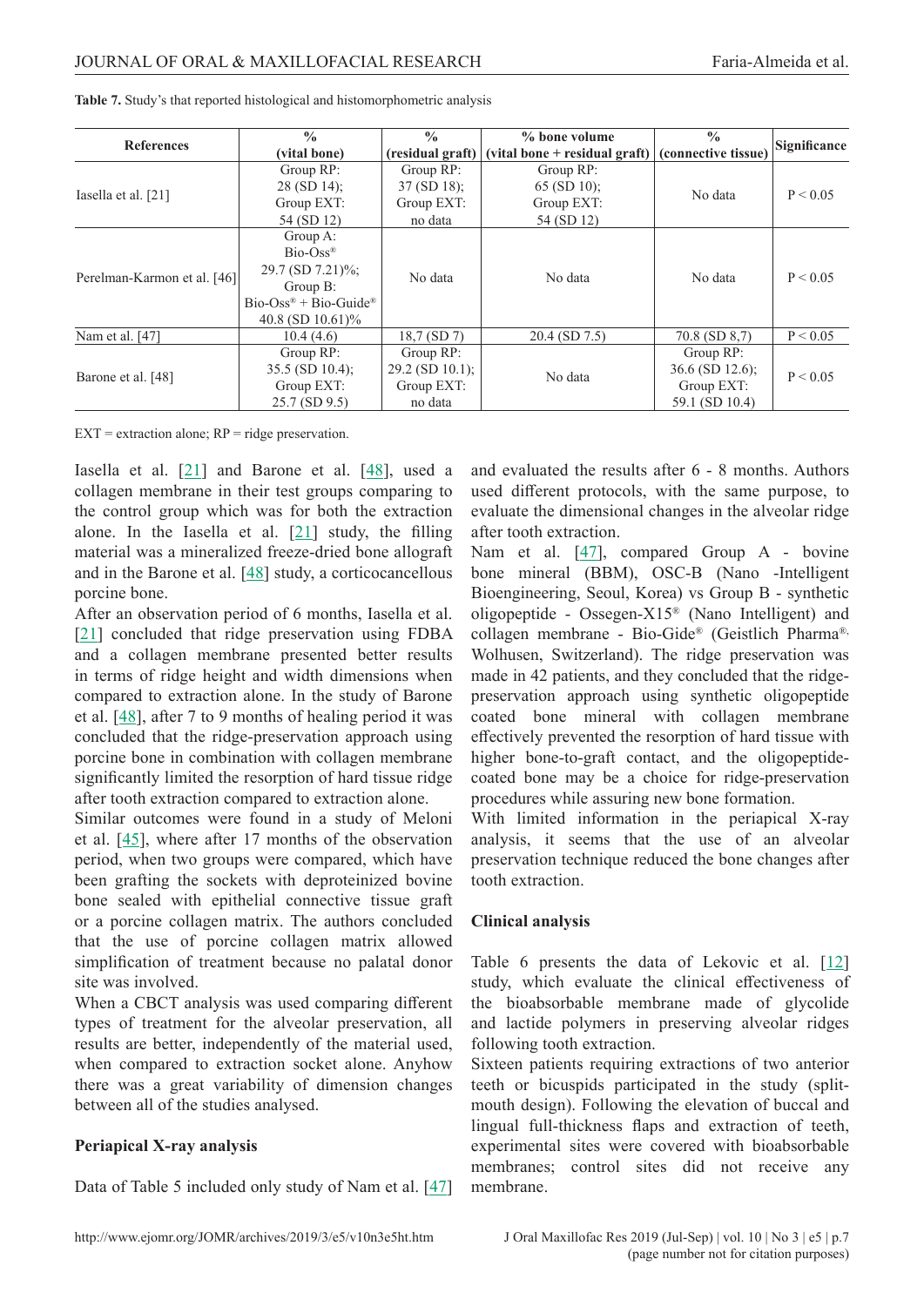**Table 7.** Study's that reported histological and histomorphometric analysis

| References | % (vital bone) | % (residual graft) | % bone volume (vital bone + residual graft) | % (connective tissue) | Significance |
|---|---|---|---|---|---|
| Iasella et al. [21] | Group RP: 28 (SD 14); Group EXT: 54 (SD 12) | Group RP: 37 (SD 18); Group EXT: no data | Group RP: 65 (SD 10); Group EXT: 54 (SD 12) | No data | P < 0.05 |
| Perelman-Karmon et al. [46] | Group A: Bio-Oss® 29.7 (SD 7.21)%; Group B: Bio-Oss® + Bio-Guide® 40.8 (SD 10.61)% | No data | No data | No data | P < 0.05 |
| Nam et al. [47] | 10.4 (4.6) | 18,7 (SD 7) | 20.4 (SD 7.5) | 70.8 (SD 8,7) | P < 0.05 |
| Barone et al. [48] | Group RP: 35.5 (SD 10.4); Group EXT: 25.7 (SD 9.5) | Group RP: 29.2 (SD 10.1); Group EXT: no data | No data | Group RP: 36.6 (SD 12.6); Group EXT: 59.1 (SD 10.4) | P < 0.05 |

EXT = extraction alone; RP = ridge preservation.

Iasella et al. [21] and Barone et al. [48], used a collagen membrane in their test groups comparing to the control group which was for both the extraction alone. In the Iasella et al. [21] study, the filling material was a mineralized freeze-dried bone allograft and in the Barone et al. [48] study, a corticocancellous porcine bone.

After an observation period of 6 months, Iasella et al. [21] concluded that ridge preservation using FDBA and a collagen membrane presented better results in terms of ridge height and width dimensions when compared to extraction alone. In the study of Barone et al. [48], after 7 to 9 months of healing period it was concluded that the ridge-preservation approach using porcine bone in combination with collagen membrane significantly limited the resorption of hard tissue ridge after tooth extraction compared to extraction alone.

Similar outcomes were found in a study of Meloni et al. [45], where after 17 months of the observation period, when two groups were compared, which have been grafting the sockets with deproteinized bovine bone sealed with epithelial connective tissue graft or a porcine collagen matrix. The authors concluded that the use of porcine collagen matrix allowed simplification of treatment because no palatal donor site was involved.

When a CBCT analysis was used comparing different types of treatment for the alveolar preservation, all results are better, independently of the material used, when compared to extraction socket alone. Anyhow there was a great variability of dimension changes between all of the studies analysed.

## Periapical X-ray analysis

Data of Table 5 included only study of Nam et al. [47] and evaluated the results after 6 - 8 months. Authors used different protocols, with the same purpose, to evaluate the dimensional changes in the alveolar ridge after tooth extraction.

Nam et al. [47], compared Group A - bovine bone mineral (BBM), OSC-B (Nano -Intelligent Bioengineering, Seoul, Korea) vs Group B - synthetic oligopeptide - Ossegen-X15® (Nano Intelligent) and collagen membrane - Bio-Gide® (Geistlich Pharma®, Wolhusen, Switzerland). The ridge preservation was made in 42 patients, and they concluded that the ridge-preservation approach using synthetic oligopeptide coated bone mineral with collagen membrane effectively prevented the resorption of hard tissue with higher bone-to-graft contact, and the oligopeptide-coated bone may be a choice for ridge-preservation procedures while assuring new bone formation.

With limited information in the periapical X-ray analysis, it seems that the use of an alveolar preservation technique reduced the bone changes after tooth extraction.

## Clinical analysis

Table 6 presents the data of Lekovic et al. [12] study, which evaluate the clinical effectiveness of the bioabsorbable membrane made of glycolide and lactide polymers in preserving alveolar ridges following tooth extraction.

Sixteen patients requiring extractions of two anterior teeth or bicuspids participated in the study (split-mouth design). Following the elevation of buccal and lingual full-thickness flaps and extraction of teeth, experimental sites were covered with bioabsorbable membranes; control sites did not receive any membrane.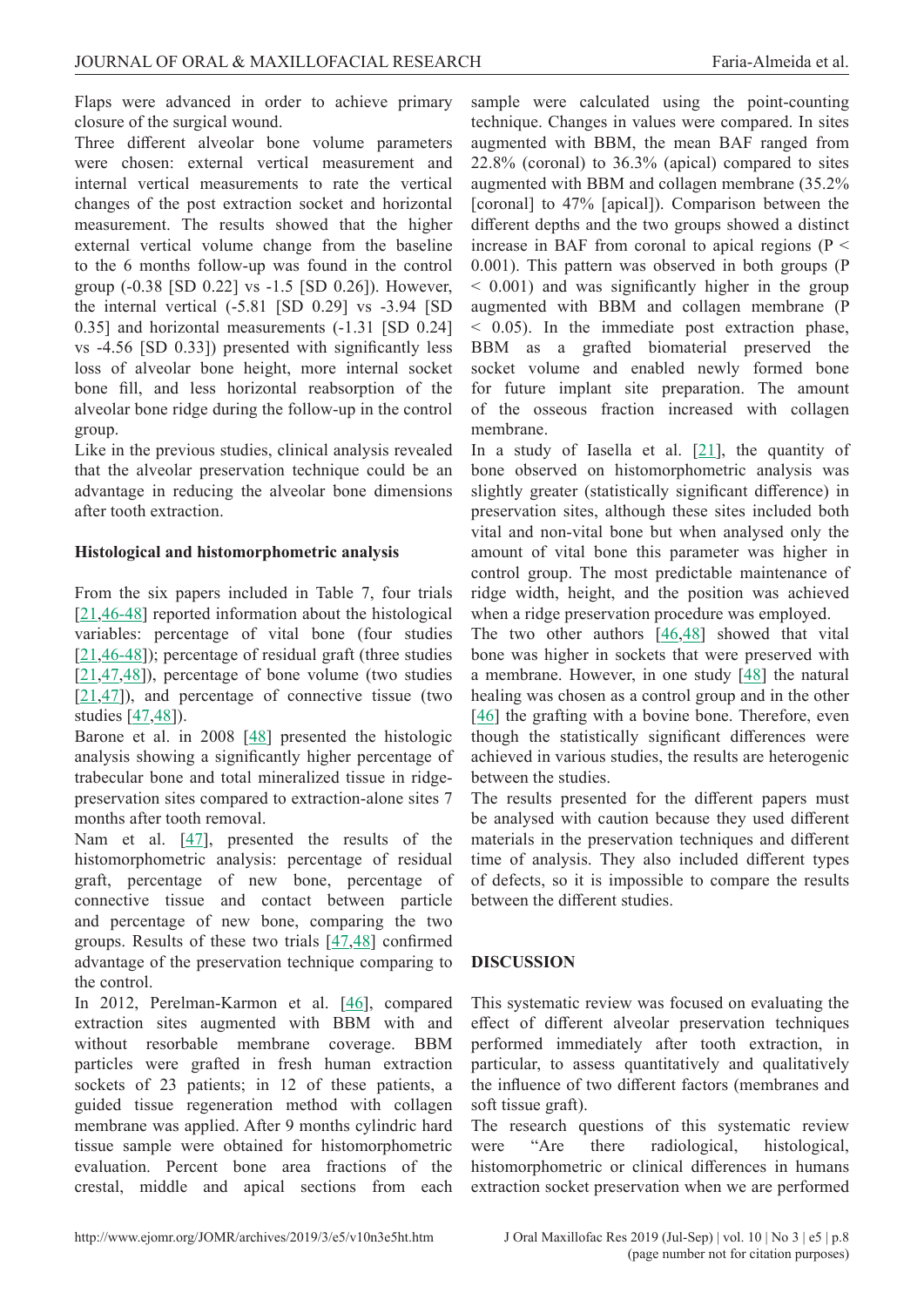Flaps were advanced in order to achieve primary closure of the surgical wound.

Three different alveolar bone volume parameters were chosen: external vertical measurement and internal vertical measurements to rate the vertical changes of the post extraction socket and horizontal measurement. The results showed that the higher external vertical volume change from the baseline to the 6 months follow-up was found in the control group (-0.38 [SD 0.22] vs -1.5 [SD 0.26]). However, the internal vertical (-5.81 [SD 0.29] vs -3.94 [SD 0.35] and horizontal measurements (-1.31 [SD 0.24] vs -4.56 [SD 0.33]) presented with significantly less loss of alveolar bone height, more internal socket bone fill, and less horizontal reabsorption of the alveolar bone ridge during the follow-up in the control group.

Like in the previous studies, clinical analysis revealed that the alveolar preservation technique could be an advantage in reducing the alveolar bone dimensions after tooth extraction.

### Histological and histomorphometric analysis

From the six papers included in Table 7, four trials [21,46-48] reported information about the histological variables: percentage of vital bone (four studies [21,46-48]); percentage of residual graft (three studies [21,47,48]), percentage of bone volume (two studies [21,47]), and percentage of connective tissue (two studies [47,48]).

Barone et al. in 2008 [48] presented the histologic analysis showing a significantly higher percentage of trabecular bone and total mineralized tissue in ridge-preservation sites compared to extraction-alone sites 7 months after tooth removal.

Nam et al. [47], presented the results of the histomorphometric analysis: percentage of residual graft, percentage of new bone, percentage of connective tissue and contact between particle and percentage of new bone, comparing the two groups. Results of these two trials [47,48] confirmed advantage of the preservation technique comparing to the control.

In 2012, Perelman-Karmon et al. [46], compared extraction sites augmented with BBM with and without resorbable membrane coverage. BBM particles were grafted in fresh human extraction sockets of 23 patients; in 12 of these patients, a guided tissue regeneration method with collagen membrane was applied. After 9 months cylindric hard tissue sample were obtained for histomorphometric evaluation. Percent bone area fractions of the crestal, middle and apical sections from each sample were calculated using the point-counting technique. Changes in values were compared. In sites augmented with BBM, the mean BAF ranged from 22.8% (coronal) to 36.3% (apical) compared to sites augmented with BBM and collagen membrane (35.2% [coronal] to 47% [apical]). Comparison between the different depths and the two groups showed a distinct increase in BAF from coronal to apical regions ($P < 0.001$). This pattern was observed in both groups ($P < 0.001$) and was significantly higher in the group augmented with BBM and collagen membrane ($P < 0.05$). In the immediate post extraction phase, BBM as a grafted biomaterial preserved the socket volume and enabled newly formed bone for future implant site preparation. The amount of the osseous fraction increased with collagen membrane.

In a study of Iasella et al. [21], the quantity of bone observed on histomorphometric analysis was slightly greater (statistically significant difference) in preservation sites, although these sites included both vital and non-vital bone but when analysed only the amount of vital bone this parameter was higher in control group. The most predictable maintenance of ridge width, height, and the position was achieved when a ridge preservation procedure was employed.

The two other authors [46,48] showed that vital bone was higher in sockets that were preserved with a membrane. However, in one study [48] the natural healing was chosen as a control group and in the other [46] the grafting with a bovine bone. Therefore, even though the statistically significant differences were achieved in various studies, the results are heterogenic between the studies.

The results presented for the different papers must be analysed with caution because they used different materials in the preservation techniques and different time of analysis. They also included different types of defects, so it is impossible to compare the results between the different studies.

## DISCUSSION

This systematic review was focused on evaluating the effect of different alveolar preservation techniques performed immediately after tooth extraction, in particular, to assess quantitatively and qualitatively the influence of two different factors (membranes and soft tissue graft).

The research questions of this systematic review were "Are there radiological, histological, histomorphometric or clinical differences in humans extraction socket preservation when we are performed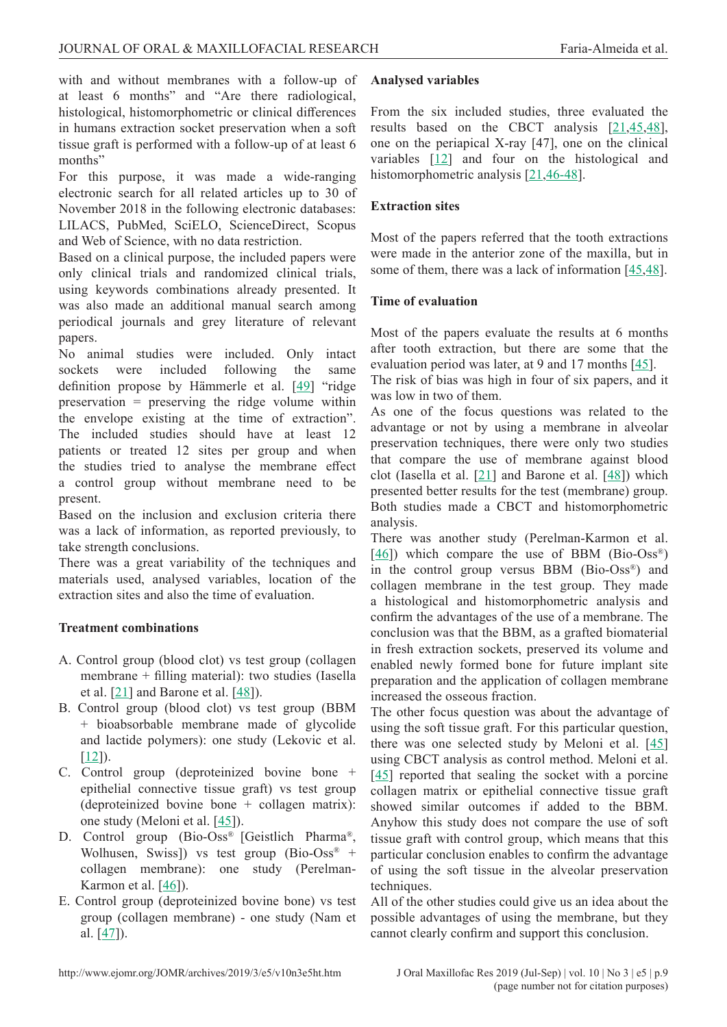with and without membranes with a follow-up of at least 6 months" and "Are there radiological, histological, histomorphometric or clinical differences in humans extraction socket preservation when a soft tissue graft is performed with a follow-up of at least 6 months"

For this purpose, it was made a wide-ranging electronic search for all related articles up to 30 of November 2018 in the following electronic databases: LILACS, PubMed, SciELO, ScienceDirect, Scopus and Web of Science, with no data restriction.

Based on a clinical purpose, the included papers were only clinical trials and randomized clinical trials, using keywords combinations already presented. It was also made an additional manual search among periodical journals and grey literature of relevant papers.

No animal studies were included. Only intact sockets were included following the same definition propose by Hämmerle et al. [49] "ridge preservation = preserving the ridge volume within the envelope existing at the time of extraction". The included studies should have at least 12 patients or treated 12 sites per group and when the studies tried to analyse the membrane effect a control group without membrane need to be present.

Based on the inclusion and exclusion criteria there was a lack of information, as reported previously, to take strength conclusions.

There was a great variability of the techniques and materials used, analysed variables, location of the extraction sites and also the time of evaluation.

### Treatment combinations

A. Control group (blood clot) vs test group (collagen membrane + filling material): two studies (Iasella et al. [21] and Barone et al. [48]).

B. Control group (blood clot) vs test group (BBM + bioabsorbable membrane made of glycolide and lactide polymers): one study (Lekovic et al. [12]).

C. Control group (deproteinized bovine bone + epithelial connective tissue graft) vs test group (deproteinized bovine bone + collagen matrix): one study (Meloni et al. [45]).

D. Control group (Bio-Oss® [Geistlich Pharma®, Wolhusen, Swiss]) vs test group (Bio-Oss® + collagen membrane): one study (Perelman-Karmon et al. [46]).

E. Control group (deproteinized bovine bone) vs test group (collagen membrane) - one study (Nam et al. [47]).

### Analysed variables

From the six included studies, three evaluated the results based on the CBCT analysis [21,45,48], one on the periapical X-ray [47], one on the clinical variables [12] and four on the histological and histomorphometric analysis [21,46-48].

### Extraction sites

Most of the papers referred that the tooth extractions were made in the anterior zone of the maxilla, but in some of them, there was a lack of information [45,48].

### Time of evaluation

Most of the papers evaluate the results at 6 months after tooth extraction, but there are some that the evaluation period was later, at 9 and 17 months [45].

The risk of bias was high in four of six papers, and it was low in two of them.

As one of the focus questions was related to the advantage or not by using a membrane in alveolar preservation techniques, there were only two studies that compare the use of membrane against blood clot (Iasella et al. [21] and Barone et al. [48]) which presented better results for the test (membrane) group. Both studies made a CBCT and histomorphometric analysis.

There was another study (Perelman-Karmon et al. [46]) which compare the use of BBM (Bio-Oss®) in the control group versus BBM (Bio-Oss®) and collagen membrane in the test group. They made a histological and histomorphometric analysis and confirm the advantages of the use of a membrane. The conclusion was that the BBM, as a grafted biomaterial in fresh extraction sockets, preserved its volume and enabled newly formed bone for future implant site preparation and the application of collagen membrane increased the osseous fraction.

The other focus question was about the advantage of using the soft tissue graft. For this particular question, there was one selected study by Meloni et al. [45] using CBCT analysis as control method. Meloni et al. [45] reported that sealing the socket with a porcine collagen matrix or epithelial connective tissue graft showed similar outcomes if added to the BBM. Anyhow this study does not compare the use of soft tissue graft with control group, which means that this particular conclusion enables to confirm the advantage of using the soft tissue in the alveolar preservation techniques.

All of the other studies could give us an idea about the possible advantages of using the membrane, but they cannot clearly confirm and support this conclusion.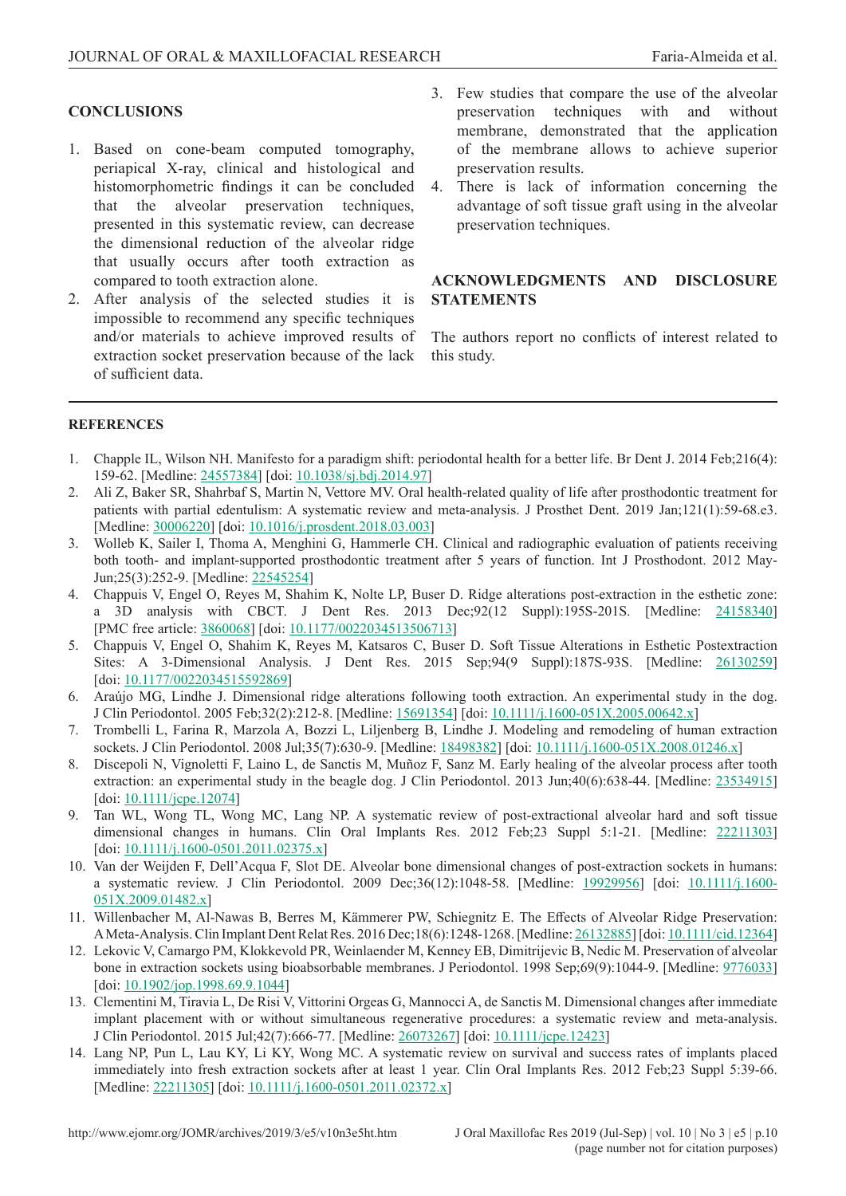## CONCLUSIONS

1. Based on cone-beam computed tomography, periapical X-ray, clinical and histological and histomorphometric findings it can be concluded that the alveolar preservation techniques, presented in this systematic review, can decrease the dimensional reduction of the alveolar ridge that usually occurs after tooth extraction as compared to tooth extraction alone.
2. After analysis of the selected studies it is impossible to recommend any specific techniques and/or materials to achieve improved results of extraction socket preservation because of the lack of sufficient data.
3. Few studies that compare the use of the alveolar preservation techniques with and without membrane, demonstrated that the application of the membrane allows to achieve superior preservation results.
4. There is lack of information concerning the advantage of soft tissue graft using in the alveolar preservation techniques.

## ACKNOWLEDGMENTS AND DISCLOSURE STATEMENTS

The authors report no conflicts of interest related to this study.

## REFERENCES

1. Chapple IL, Wilson NH. Manifesto for a paradigm shift: periodontal health for a better life. Br Dent J. 2014 Feb;216(4): 159-62. [Medline: 24557384] [doi: 10.1038/sj.bdj.2014.97]
2. Ali Z, Baker SR, Shahrbaf S, Martin N, Vettore MV. Oral health-related quality of life after prosthodontic treatment for patients with partial edentulism: A systematic review and meta-analysis. J Prosthet Dent. 2019 Jan;121(1):59-68.e3. [Medline: 30006220] [doi: 10.1016/j.prosdent.2018.03.003]
3. Wolleb K, Sailer I, Thoma A, Menghini G, Hammerle CH. Clinical and radiographic evaluation of patients receiving both tooth- and implant-supported prosthodontic treatment after 5 years of function. Int J Prosthodont. 2012 May-Jun;25(3):252-9. [Medline: 22545254]
4. Chappuis V, Engel O, Reyes M, Shahim K, Nolte LP, Buser D. Ridge alterations post-extraction in the esthetic zone: a 3D analysis with CBCT. J Dent Res. 2013 Dec;92(12 Suppl):195S-201S. [Medline: 24158340] [PMC free article: 3860068] [doi: 10.1177/0022034513506713]
5. Chappuis V, Engel O, Shahim K, Reyes M, Katsaros C, Buser D. Soft Tissue Alterations in Esthetic Postextraction Sites: A 3-Dimensional Analysis. J Dent Res. 2015 Sep;94(9 Suppl):187S-93S. [Medline: 26130259] [doi: 10.1177/0022034515592869]
6. Araújo MG, Lindhe J. Dimensional ridge alterations following tooth extraction. An experimental study in the dog. J Clin Periodontol. 2005 Feb;32(2):212-8. [Medline: 15691354] [doi: 10.1111/j.1600-051X.2005.00642.x]
7. Trombelli L, Farina R, Marzola A, Bozzi L, Liljenberg B, Lindhe J. Modeling and remodeling of human extraction sockets. J Clin Periodontol. 2008 Jul;35(7):630-9. [Medline: 18498382] [doi: 10.1111/j.1600-051X.2008.01246.x]
8. Discepoli N, Vignoletti F, Laino L, de Sanctis M, Muñoz F, Sanz M. Early healing of the alveolar process after tooth extraction: an experimental study in the beagle dog. J Clin Periodontol. 2013 Jun;40(6):638-44. [Medline: 23534915] [doi: 10.1111/jcpe.12074]
9. Tan WL, Wong TL, Wong MC, Lang NP. A systematic review of post-extractional alveolar hard and soft tissue dimensional changes in humans. Clin Oral Implants Res. 2012 Feb;23 Suppl 5:1-21. [Medline: 22211303] [doi: 10.1111/j.1600-0501.2011.02375.x]
10. Van der Weijden F, Dell'Acqua F, Slot DE. Alveolar bone dimensional changes of post-extraction sockets in humans: a systematic review. J Clin Periodontol. 2009 Dec;36(12):1048-58. [Medline: 19929956] [doi: 10.1111/j.1600-051X.2009.01482.x]
11. Willenbacher M, Al-Nawas B, Berres M, Kämmerer PW, Schiegnitz E. The Effects of Alveolar Ridge Preservation: A Meta-Analysis. Clin Implant Dent Relat Res. 2016 Dec;18(6):1248-1268. [Medline: 26132885] [doi: 10.1111/cid.12364]
12. Lekovic V, Camargo PM, Klokkevold PR, Weinlaender M, Kenney EB, Dimitrijevic B, Nedic M. Preservation of alveolar bone in extraction sockets using bioabsorbable membranes. J Periodontol. 1998 Sep;69(9):1044-9. [Medline: 9776033] [doi: 10.1902/jop.1998.69.9.1044]
13. Clementini M, Tiravia L, De Risi V, Vittorini Orgeas G, Mannocci A, de Sanctis M. Dimensional changes after immediate implant placement with or without simultaneous regenerative procedures: a systematic review and meta-analysis. J Clin Periodontol. 2015 Jul;42(7):666-77. [Medline: 26073267] [doi: 10.1111/jcpe.12423]
14. Lang NP, Pun L, Lau KY, Li KY, Wong MC. A systematic review on survival and success rates of implants placed immediately into fresh extraction sockets after at least 1 year. Clin Oral Implants Res. 2012 Feb;23 Suppl 5:39-66. [Medline: 22211305] [doi: 10.1111/j.1600-0501.2011.02372.x]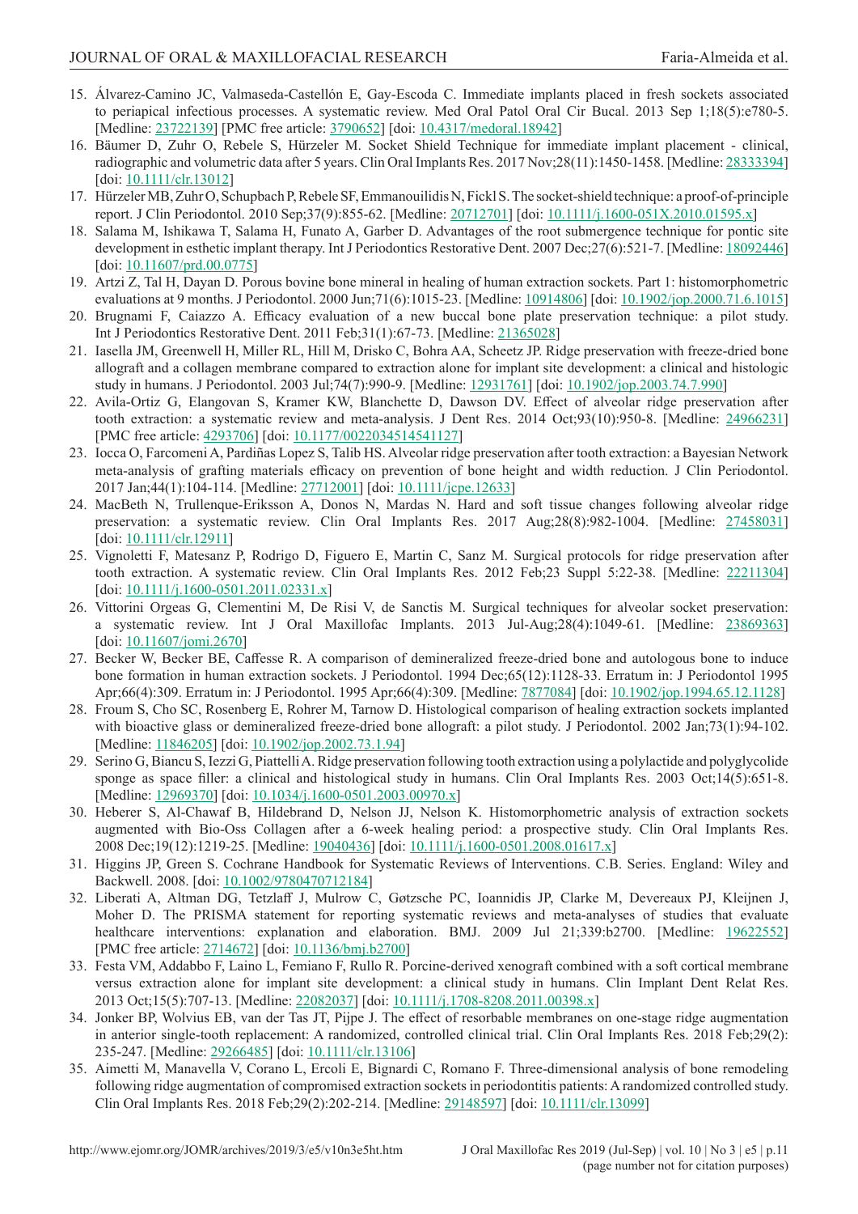15. Álvarez-Camino JC, Valmaseda-Castellón E, Gay-Escoda C. Immediate implants placed in fresh sockets associated to periapical infectious processes. A systematic review. Med Oral Patol Oral Cir Bucal. 2013 Sep 1;18(5):e780-5. [Medline: 23722139] [PMC free article: 3790652] [doi: 10.4317/medoral.18942]
16. Bäumer D, Zuhr O, Rebele S, Hürzeler M. Socket Shield Technique for immediate implant placement - clinical, radiographic and volumetric data after 5 years. Clin Oral Implants Res. 2017 Nov;28(11):1450-1458. [Medline: 28333394] [doi: 10.1111/clr.13012]
17. Hürzeler MB, Zuhr O, Schupbach P, Rebele SF, Emmanouilidis N, Fickl S. The socket-shield technique: a proof-of-principle report. J Clin Periodontol. 2010 Sep;37(9):855-62. [Medline: 20712701] [doi: 10.1111/j.1600-051X.2010.01595.x]
18. Salama M, Ishikawa T, Salama H, Funato A, Garber D. Advantages of the root submergence technique for pontic site development in esthetic implant therapy. Int J Periodontics Restorative Dent. 2007 Dec;27(6):521-7. [Medline: 18092446] [doi: 10.11607/prd.00.0775]
19. Artzi Z, Tal H, Dayan D. Porous bovine bone mineral in healing of human extraction sockets. Part 1: histomorphometric evaluations at 9 months. J Periodontol. 2000 Jun;71(6):1015-23. [Medline: 10914806] [doi: 10.1902/jop.2000.71.6.1015]
20. Brugnami F, Caiazzo A. Efficacy evaluation of a new buccal bone plate preservation technique: a pilot study. Int J Periodontics Restorative Dent. 2011 Feb;31(1):67-73. [Medline: 21365028]
21. Iasella JM, Greenwell H, Miller RL, Hill M, Drisko C, Bohra AA, Scheetz JP. Ridge preservation with freeze-dried bone allograft and a collagen membrane compared to extraction alone for implant site development: a clinical and histologic study in humans. J Periodontol. 2003 Jul;74(7):990-9. [Medline: 12931761] [doi: 10.1902/jop.2003.74.7.990]
22. Avila-Ortiz G, Elangovan S, Kramer KW, Blanchette D, Dawson DV. Effect of alveolar ridge preservation after tooth extraction: a systematic review and meta-analysis. J Dent Res. 2014 Oct;93(10):950-8. [Medline: 24966231] [PMC free article: 4293706] [doi: 10.1177/0022034514541127]
23. Iocca O, Farcomeni A, Pardiñas Lopez S, Talib HS. Alveolar ridge preservation after tooth extraction: a Bayesian Network meta-analysis of grafting materials efficacy on prevention of bone height and width reduction. J Clin Periodontol. 2017 Jan;44(1):104-114. [Medline: 27712001] [doi: 10.1111/jcpe.12633]
24. MacBeth N, Trullenque-Eriksson A, Donos N, Mardas N. Hard and soft tissue changes following alveolar ridge preservation: a systematic review. Clin Oral Implants Res. 2017 Aug;28(8):982-1004. [Medline: 27458031] [doi: 10.1111/clr.12911]
25. Vignoletti F, Matesanz P, Rodrigo D, Figuero E, Martin C, Sanz M. Surgical protocols for ridge preservation after tooth extraction. A systematic review. Clin Oral Implants Res. 2012 Feb;23 Suppl 5:22-38. [Medline: 22211304] [doi: 10.1111/j.1600-0501.2011.02331.x]
26. Vittorini Orgeas G, Clementini M, De Risi V, de Sanctis M. Surgical techniques for alveolar socket preservation: a systematic review. Int J Oral Maxillofac Implants. 2013 Jul-Aug;28(4):1049-61. [Medline: 23869363] [doi: 10.11607/jomi.2670]
27. Becker W, Becker BE, Caffesse R. A comparison of demineralized freeze-dried bone and autologous bone to induce bone formation in human extraction sockets. J Periodontol. 1994 Dec;65(12):1128-33. Erratum in: J Periodontol 1995 Apr;66(4):309. Erratum in: J Periodontol. 1995 Apr;66(4):309. [Medline: 7877084] [doi: 10.1902/jop.1994.65.12.1128]
28. Froum S, Cho SC, Rosenberg E, Rohrer M, Tarnow D. Histological comparison of healing extraction sockets implanted with bioactive glass or demineralized freeze-dried bone allograft: a pilot study. J Periodontol. 2002 Jan;73(1):94-102. [Medline: 11846205] [doi: 10.1902/jop.2002.73.1.94]
29. Serino G, Biancu S, Iezzi G, Piattelli A. Ridge preservation following tooth extraction using a polylactide and polyglycolide sponge as space filler: a clinical and histological study in humans. Clin Oral Implants Res. 2003 Oct;14(5):651-8. [Medline: 12969370] [doi: 10.1034/j.1600-0501.2003.00970.x]
30. Heberer S, Al-Chawaf B, Hildebrand D, Nelson JJ, Nelson K. Histomorphometric analysis of extraction sockets augmented with Bio-Oss Collagen after a 6-week healing period: a prospective study. Clin Oral Implants Res. 2008 Dec;19(12):1219-25. [Medline: 19040436] [doi: 10.1111/j.1600-0501.2008.01617.x]
31. Higgins JP, Green S. Cochrane Handbook for Systematic Reviews of Interventions. C.B. Series. England: Wiley and Backwell. 2008. [doi: 10.1002/9780470712184]
32. Liberati A, Altman DG, Tetzlaff J, Mulrow C, Gøtzsche PC, Ioannidis JP, Clarke M, Devereaux PJ, Kleijnen J, Moher D. The PRISMA statement for reporting systematic reviews and meta-analyses of studies that evaluate healthcare interventions: explanation and elaboration. BMJ. 2009 Jul 21;339:b2700. [Medline: 19622552] [PMC free article: 2714672] [doi: 10.1136/bmj.b2700]
33. Festa VM, Addabbo F, Laino L, Femiano F, Rullo R. Porcine-derived xenograft combined with a soft cortical membrane versus extraction alone for implant site development: a clinical study in humans. Clin Implant Dent Relat Res. 2013 Oct;15(5):707-13. [Medline: 22082037] [doi: 10.1111/j.1708-8208.2011.00398.x]
34. Jonker BP, Wolvius EB, van der Tas JT, Pijpe J. The effect of resorbable membranes on one-stage ridge augmentation in anterior single-tooth replacement: A randomized, controlled clinical trial. Clin Oral Implants Res. 2018 Feb;29(2): 235-247. [Medline: 29266485] [doi: 10.1111/clr.13106]
35. Aimetti M, Manavella V, Corano L, Ercoli E, Bignardi C, Romano F. Three-dimensional analysis of bone remodeling following ridge augmentation of compromised extraction sockets in periodontitis patients: A randomized controlled study. Clin Oral Implants Res. 2018 Feb;29(2):202-214. [Medline: 29148597] [doi: 10.1111/clr.13099]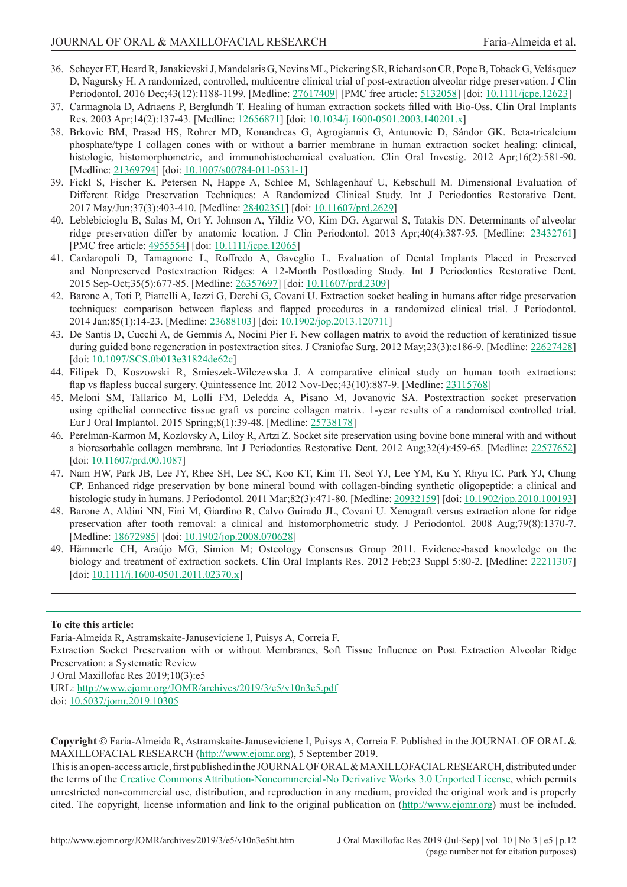36. Scheyer ET, Heard R, Janakievski J, Mandelaris G, Nevins ML, Pickering SR, Richardson CR, Pope B, Toback G, Velásquez D, Nagursky H. A randomized, controlled, multicentre clinical trial of post-extraction alveolar ridge preservation. J Clin Periodontol. 2016 Dec;43(12):1188-1199. [Medline: 27617409] [PMC free article: 5132058] [doi: 10.1111/jcpe.12623]
37. Carmagnola D, Adriaens P, Berglundh T. Healing of human extraction sockets filled with Bio-Oss. Clin Oral Implants Res. 2003 Apr;14(2):137-43. [Medline: 12656871] [doi: 10.1034/j.1600-0501.2003.140201.x]
38. Brkovic BM, Prasad HS, Rohrer MD, Konandreas G, Agrogiannis G, Antunovic D, Sándor GK. Beta-tricalcium phosphate/type I collagen cones with or without a barrier membrane in human extraction socket healing: clinical, histologic, histomorphometric, and immunohistochemical evaluation. Clin Oral Investig. 2012 Apr;16(2):581-90. [Medline: 21369794] [doi: 10.1007/s00784-011-0531-1]
39. Fickl S, Fischer K, Petersen N, Happe A, Schlee M, Schlagenhauf U, Kebschull M. Dimensional Evaluation of Different Ridge Preservation Techniques: A Randomized Clinical Study. Int J Periodontics Restorative Dent. 2017 May/Jun;37(3):403-410. [Medline: 28402351] [doi: 10.11607/prd.2629]
40. Leblebicioglu B, Salas M, Ort Y, Johnson A, Yildiz VO, Kim DG, Agarwal S, Tatakis DN. Determinants of alveolar ridge preservation differ by anatomic location. J Clin Periodontol. 2013 Apr;40(4):387-95. [Medline: 23432761] [PMC free article: 4955554] [doi: 10.1111/jcpe.12065]
41. Cardaropoli D, Tamagnone L, Roffredo A, Gaveglio L. Evaluation of Dental Implants Placed in Preserved and Nonpreserved Postextraction Ridges: A 12-Month Postloading Study. Int J Periodontics Restorative Dent. 2015 Sep-Oct;35(5):677-85. [Medline: 26357697] [doi: 10.11607/prd.2309]
42. Barone A, Toti P, Piattelli A, Iezzi G, Derchi G, Covani U. Extraction socket healing in humans after ridge preservation techniques: comparison between flapless and flapped procedures in a randomized clinical trial. J Periodontol. 2014 Jan;85(1):14-23. [Medline: 23688103] [doi: 10.1902/jop.2013.120711]
43. De Santis D, Cucchi A, de Gemmis A, Nocini Pier F. New collagen matrix to avoid the reduction of keratinized tissue during guided bone regeneration in postextraction sites. J Craniofac Surg. 2012 May;23(3):e186-9. [Medline: 22627428] [doi: 10.1097/SCS.0b013e31824de62c]
44. Filipek D, Koszowski R, Smieszek-Wilczewska J. A comparative clinical study on human tooth extractions: flap vs flapless buccal surgery. Quintessence Int. 2012 Nov-Dec;43(10):887-9. [Medline: 23115768]
45. Meloni SM, Tallarico M, Lolli FM, Deledda A, Pisano M, Jovanovic SA. Postextraction socket preservation using epithelial connective tissue graft vs porcine collagen matrix. 1-year results of a randomised controlled trial. Eur J Oral Implantol. 2015 Spring;8(1):39-48. [Medline: 25738178]
46. Perelman-Karmon M, Kozlovsky A, Liloy R, Artzi Z. Socket site preservation using bovine bone mineral with and without a bioresorbable collagen membrane. Int J Periodontics Restorative Dent. 2012 Aug;32(4):459-65. [Medline: 22577652] [doi: 10.11607/prd.00.1087]
47. Nam HW, Park JB, Lee JY, Rhee SH, Lee SC, Koo KT, Kim TI, Seol YJ, Lee YM, Ku Y, Rhyu IC, Park YJ, Chung CP. Enhanced ridge preservation by bone mineral bound with collagen-binding synthetic oligopeptide: a clinical and histologic study in humans. J Periodontol. 2011 Mar;82(3):471-80. [Medline: 20932159] [doi: 10.1902/jop.2010.100193]
48. Barone A, Aldini NN, Fini M, Giardino R, Calvo Guirado JL, Covani U. Xenograft versus extraction alone for ridge preservation after tooth removal: a clinical and histomorphometric study. J Periodontol. 2008 Aug;79(8):1370-7. [Medline: 18672985] [doi: 10.1902/jop.2008.070628]
49. Hämmerle CH, Araújo MG, Simion M; Osteology Consensus Group 2011. Evidence-based knowledge on the biology and treatment of extraction sockets. Clin Oral Implants Res. 2012 Feb;23 Suppl 5:80-2. [Medline: 22211307] [doi: 10.1111/j.1600-0501.2011.02370.x]

---

**To cite this article:**

Faria-Almeida R, Astramskaite-Januseviciene I, Puisys A, Correia F.
Extraction Socket Preservation with or without Membranes, Soft Tissue Influence on Post Extraction Alveolar Ridge Preservation: a Systematic Review
J Oral Maxillofac Res 2019;10(3):e5
URL: http://www.ejomr.org/JOMR/archives/2019/3/e5/v10n3e5.pdf
doi: 10.5037/jomr.2019.10305

**Copyright ©** Faria-Almeida R, Astramskaite-Januseviciene I, Puisys A, Correia F. Published in the JOURNAL OF ORAL & MAXILLOFACIAL RESEARCH (http://www.ejomr.org), 5 September 2019.
This is an open-access article, first published in the JOURNAL OF ORAL & MAXILLOFACIAL RESEARCH, distributed under the terms of the Creative Commons Attribution-Noncommercial-No Derivative Works 3.0 Unported License, which permits unrestricted non-commercial use, distribution, and reproduction in any medium, provided the original work and is properly cited. The copyright, license information and link to the original publication on (http://www.ejomr.org) must be included.